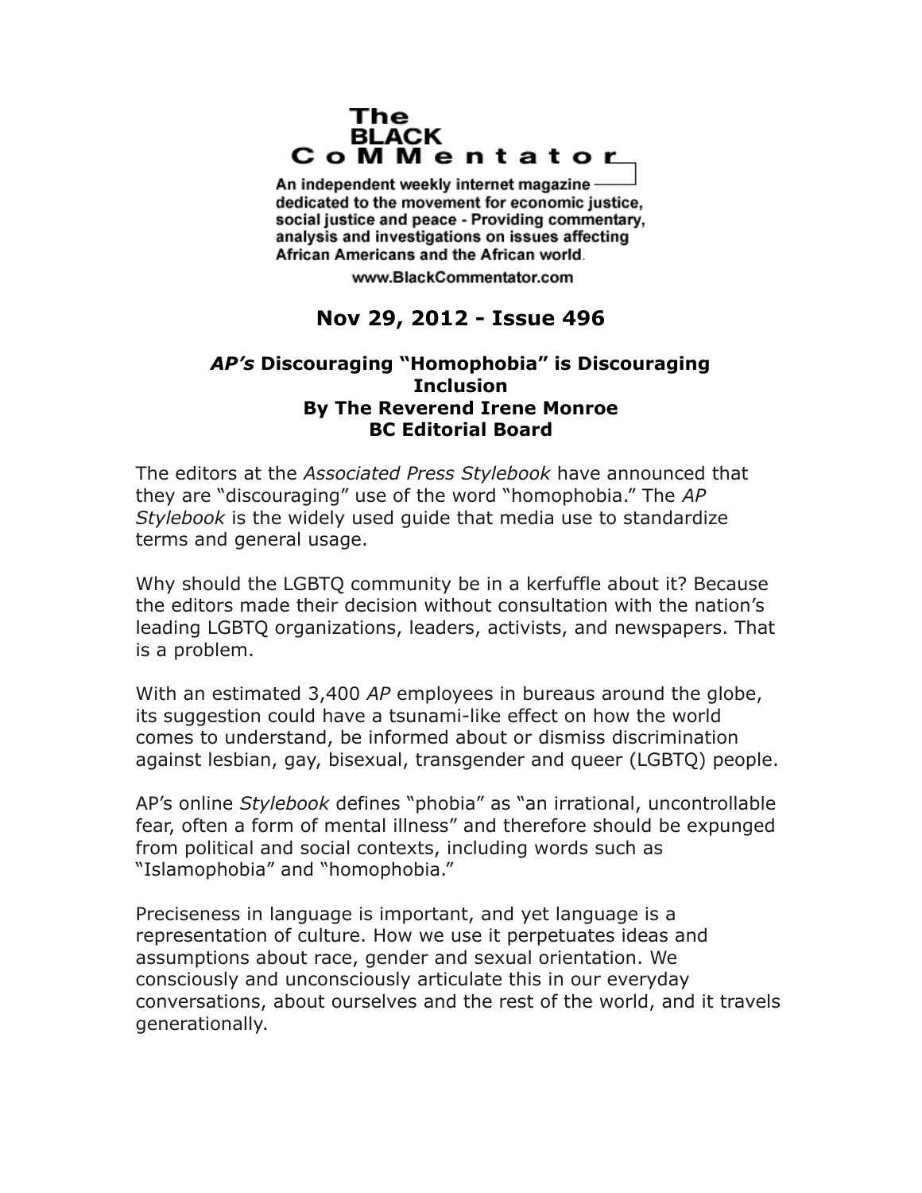# The BLACK CoMMentator

An independent weekly internet magazine dedicated to the movement for economic justice, social justice and peace - Providing commentary, analysis and investigations on issues affecting African Americans and the African world.

www.BlackCommentator.com

## Nov 29, 2012 - Issue 496

### *AP's* Discouraging "Homophobia" is Discouraging Inclusion
**By The Reverend Irene Monroe**
**BC Editorial Board**

The editors at the *Associated Press Stylebook* have announced that they are "discouraging" use of the word "homophobia." The *AP Stylebook* is the widely used guide that media use to standardize terms and general usage.

Why should the LGBTQ community be in a kerfuffle about it? Because the editors made their decision without consultation with the nation's leading LGBTQ organizations, leaders, activists, and newspapers. That is a problem.

With an estimated 3,400 *AP* employees in bureaus around the globe, its suggestion could have a tsunami-like effect on how the world comes to understand, be informed about or dismiss discrimination against lesbian, gay, bisexual, transgender and queer (LGBTQ) people.

AP's online *Stylebook* defines "phobia" as "an irrational, uncontrollable fear, often a form of mental illness" and therefore should be expunged from political and social contexts, including words such as "Islamophobia" and "homophobia."

Preciseness in language is important, and yet language is a representation of culture. How we use it perpetuates ideas and assumptions about race, gender and sexual orientation. We consciously and unconsciously articulate this in our everyday conversations, about ourselves and the rest of the world, and it travels generationally.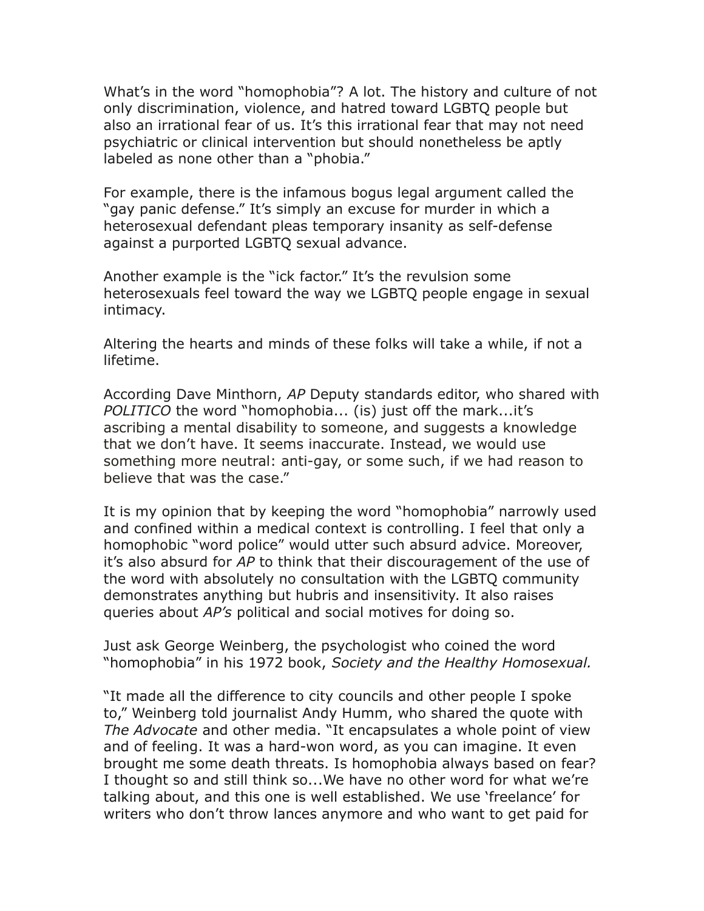What's in the word "homophobia"? A lot. The history and culture of not only discrimination, violence, and hatred toward LGBTQ people but also an irrational fear of us. It's this irrational fear that may not need psychiatric or clinical intervention but should nonetheless be aptly labeled as none other than a "phobia."

For example, there is the infamous bogus legal argument called the "gay panic defense." It's simply an excuse for murder in which a heterosexual defendant pleas temporary insanity as self-defense against a purported LGBTQ sexual advance.

Another example is the "ick factor." It's the revulsion some heterosexuals feel toward the way we LGBTQ people engage in sexual intimacy.

Altering the hearts and minds of these folks will take a while, if not a lifetime.

According Dave Minthorn, *AP* Deputy standards editor, who shared with *POLITICO* the word "homophobia... (is) just off the mark...it's ascribing a mental disability to someone, and suggests a knowledge that we don't have. It seems inaccurate. Instead, we would use something more neutral: anti-gay, or some such, if we had reason to believe that was the case."

It is my opinion that by keeping the word "homophobia" narrowly used and confined within a medical context is controlling. I feel that only a homophobic "word police" would utter such absurd advice. Moreover, it's also absurd for *AP* to think that their discouragement of the use of the word with absolutely no consultation with the LGBTQ community demonstrates anything but hubris and insensitivity. It also raises queries about *AP's* political and social motives for doing so.

Just ask George Weinberg, the psychologist who coined the word "homophobia" in his 1972 book, *Society and the Healthy Homosexual.*

"It made all the difference to city councils and other people I spoke to," Weinberg told journalist Andy Humm, who shared the quote with *The Advocate* and other media. "It encapsulates a whole point of view and of feeling. It was a hard-won word, as you can imagine. It even brought me some death threats. Is homophobia always based on fear? I thought so and still think so...We have no other word for what we're talking about, and this one is well established. We use 'freelance' for writers who don't throw lances anymore and who want to get paid for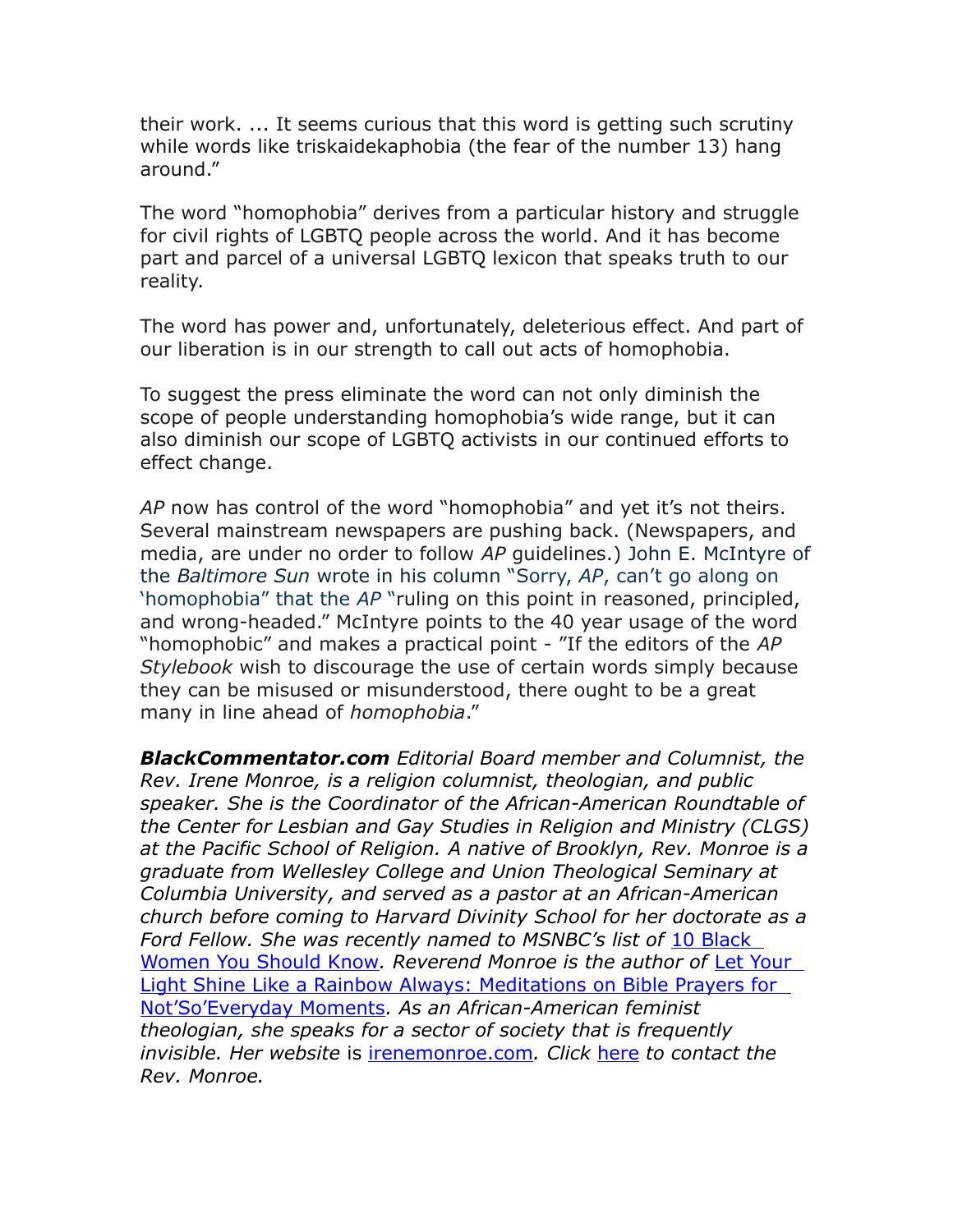their work. ... It seems curious that this word is getting such scrutiny while words like triskaidekaphobia (the fear of the number 13) hang around."

The word "homophobia" derives from a particular history and struggle for civil rights of LGBTQ people across the world. And it has become part and parcel of a universal LGBTQ lexicon that speaks truth to our reality.

The word has power and, unfortunately, deleterious effect. And part of our liberation is in our strength to call out acts of homophobia.

To suggest the press eliminate the word can not only diminish the scope of people understanding homophobia's wide range, but it can also diminish our scope of LGBTQ activists in our continued efforts to effect change.

*AP* now has control of the word "homophobia" and yet it's not theirs. Several mainstream newspapers are pushing back. (Newspapers, and media, are under no order to follow *AP* guidelines.) John E. McIntyre of the *Baltimore Sun* wrote in his column "Sorry, *AP*, can't go along on 'homophobia" that the *AP* "ruling on this point in reasoned, principled, and wrong-headed." McIntyre points to the 40 year usage of the word "homophobic" and makes a practical point - "If the editors of the *AP Stylebook* wish to discourage the use of certain words simply because they can be misused or misunderstood, there ought to be a great many in line ahead of *homophobia*."

***BlackCommentator.com** Editorial Board member and Columnist, the Rev. Irene Monroe, is a religion columnist, theologian, and public speaker. She is the Coordinator of the African-American Roundtable of the Center for Lesbian and Gay Studies in Religion and Ministry (CLGS) at the Pacific School of Religion. A native of Brooklyn, Rev. Monroe is a graduate from Wellesley College and Union Theological Seminary at Columbia University, and served as a pastor at an African-American church before coming to Harvard Divinity School for her doctorate as a Ford Fellow. She was recently named to MSNBC's list of* [10 Black Women You Should Know]*. Reverend Monroe is the author of* [Let Your Light Shine Like a Rainbow Always: Meditations on Bible Prayers for Not'So'Everyday Moments]*. As an African-American feminist theologian, she speaks for a sector of society that is frequently invisible. Her website* is [irenemonroe.com]*. Click* [here] *to contact the Rev. Monroe.*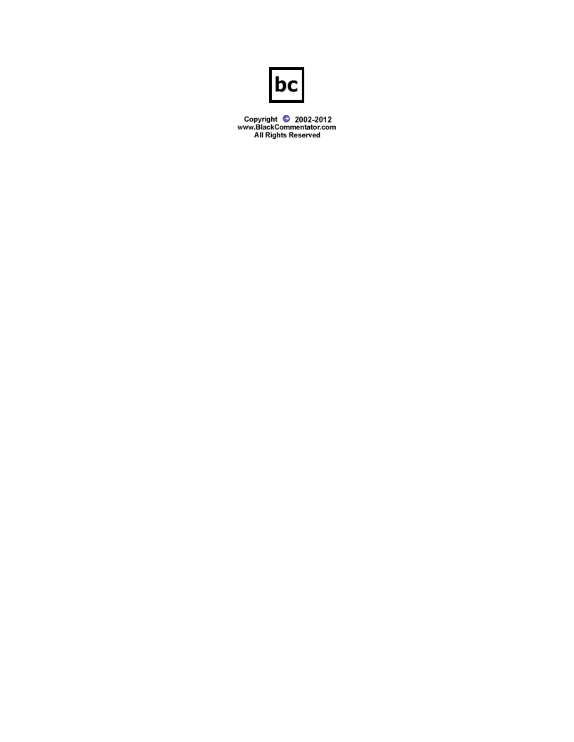bc

Copyright © 2002-2012
www.BlackCommentator.com
All Rights Reserved